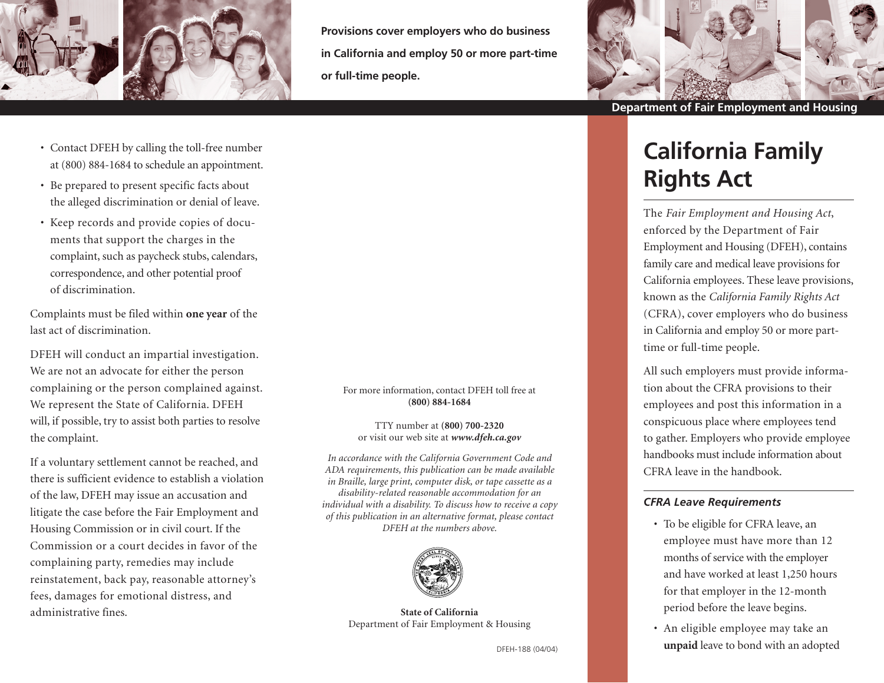Provisions cover employers who do business in California and employ 50 or more part-time or full-time people.

Department of Fair Employment and Housing

- Contact DFEH by calling the toll-free number at (800) 884-1684 to schedule an appointment.
- Be prepared to present specific facts about the alleged discrimination or denial of leave.
- Keep records and provide copies of documents that support the charges in the complaint, such as paycheck stubs, calendars, correspondence, and other potential proof of discrimination.

Complaints must be filed within **one year** of the last act of discrimination.

DFEH will conduct an impartial investigation. We are not an advocate for either the person complaining or the person complained against. We represent the State of California. DFEH will, if possible, try to assist both parties to resolve the complaint.

If a voluntary settlement cannot be reached, and there is sufficient evidence to establish a violation of the law, DFEH may issue an accusation and litigate the case before the Fair Employment and Housing Commission or in civil court. If the Commission or a court decides in favor of the complaining party, remedies may include reinstatement, back pay, reasonable attorney's fees, damages for emotional distress, and administrative fines.

For more information, contact DFEH toll free at **(800) 884-1684**

TTY number at **(800) 700-2320** or visit our web site at ***www.dfeh.ca.gov***

*In accordance with the California Government Code and ADA requirements, this publication can be made available in Braille, large print, computer disk, or tape cassette as a disability-related reasonable accommodation for an individual with a disability. To discuss how to receive a copy of this publication in an alternative format, please contact DFEH at the numbers above.*

**State of California**
Department of Fair Employment & Housing

DFEH-188 (04/04)

# California Family Rights Act

The *Fair Employment and Housing Act*, enforced by the Department of Fair Employment and Housing (DFEH), contains family care and medical leave provisions for California employees. These leave provisions, known as the *California Family Rights Act* (CFRA), cover employers who do business in California and employ 50 or more part-time or full-time people.

All such employers must provide information about the CFRA provisions to their employees and post this information in a conspicuous place where employees tend to gather. Employers who provide employee handbooks must include information about CFRA leave in the handbook.

### *CFRA Leave Requirements*

- To be eligible for CFRA leave, an employee must have more than 12 months of service with the employer and have worked at least 1,250 hours for that employer in the 12-month period before the leave begins.
- An eligible employee may take an **unpaid** leave to bond with an adopted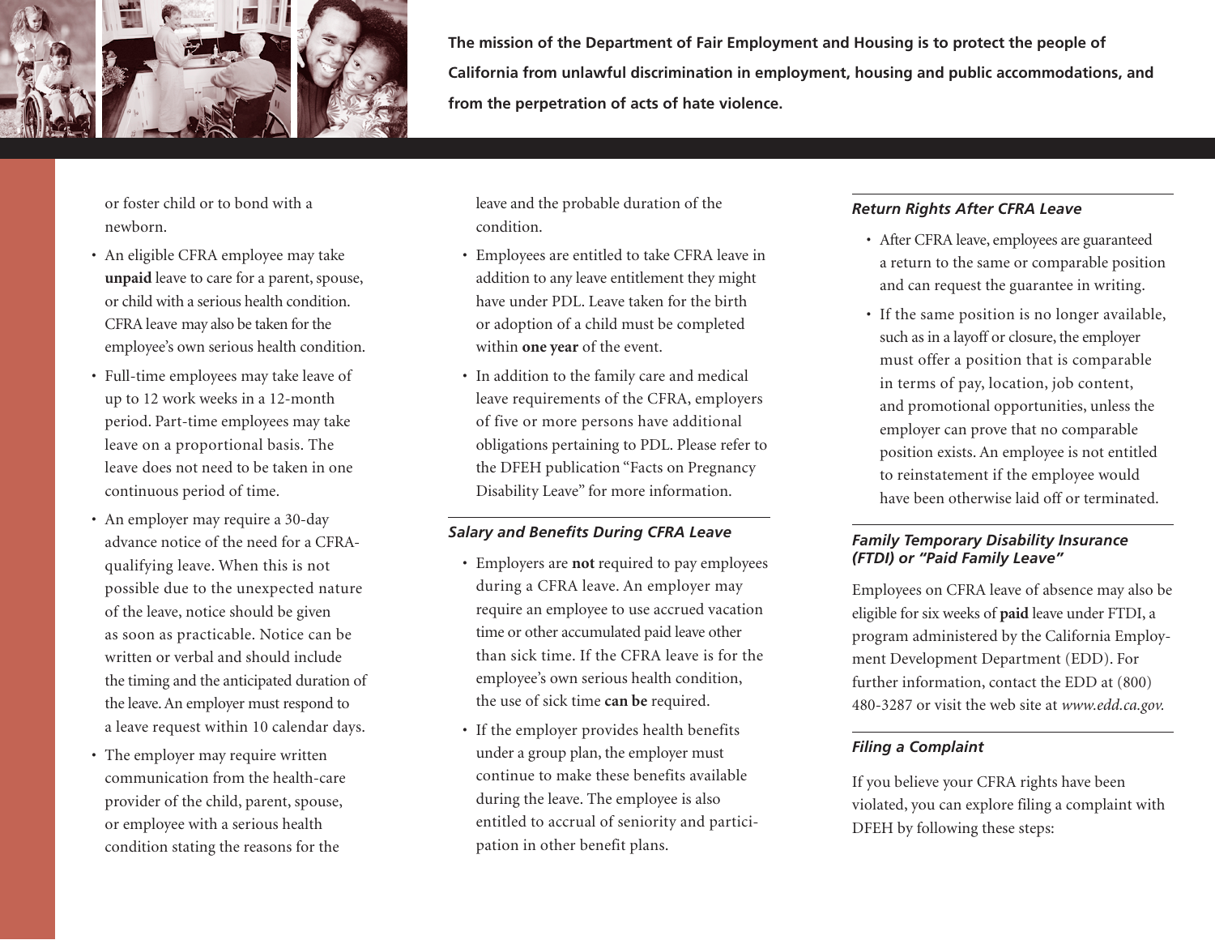**The mission of the Department of Fair Employment and Housing is to protect the people of California from unlawful discrimination in employment, housing and public accommodations, and from the perpetration of acts of hate violence.**

or foster child or to bond with a newborn.

- An eligible CFRA employee may take **unpaid** leave to care for a parent, spouse, or child with a serious health condition. CFRA leave may also be taken for the employee's own serious health condition.
- Full-time employees may take leave of up to 12 work weeks in a 12-month period. Part-time employees may take leave on a proportional basis. The leave does not need to be taken in one continuous period of time.
- An employer may require a 30-day advance notice of the need for a CFRA-qualifying leave. When this is not possible due to the unexpected nature of the leave, notice should be given as soon as practicable. Notice can be written or verbal and should include the timing and the anticipated duration of the leave. An employer must respond to a leave request within 10 calendar days.
- The employer may require written communication from the health-care provider of the child, parent, spouse, or employee with a serious health condition stating the reasons for the leave and the probable duration of the condition.
- Employees are entitled to take CFRA leave in addition to any leave entitlement they might have under PDL. Leave taken for the birth or adoption of a child must be completed within **one year** of the event.
- In addition to the family care and medical leave requirements of the CFRA, employers of five or more persons have additional obligations pertaining to PDL. Please refer to the DFEH publication "Facts on Pregnancy Disability Leave" for more information.

### *Salary and Benefits During CFRA Leave*

- Employers are **not** required to pay employees during a CFRA leave. An employer may require an employee to use accrued vacation time or other accumulated paid leave other than sick time. If the CFRA leave is for the employee's own serious health condition, the use of sick time **can be** required.
- If the employer provides health benefits under a group plan, the employer must continue to make these benefits available during the leave. The employee is also entitled to accrual of seniority and participation in other benefit plans.

### *Return Rights After CFRA Leave*

- After CFRA leave, employees are guaranteed a return to the same or comparable position and can request the guarantee in writing.
- If the same position is no longer available, such as in a layoff or closure, the employer must offer a position that is comparable in terms of pay, location, job content, and promotional opportunities, unless the employer can prove that no comparable position exists. An employee is not entitled to reinstatement if the employee would have been otherwise laid off or terminated.

### *Family Temporary Disability Insurance (FTDI) or "Paid Family Leave"*

Employees on CFRA leave of absence may also be eligible for six weeks of **paid** leave under FTDI, a program administered by the California Employment Development Department (EDD). For further information, contact the EDD at (800) 480-3287 or visit the web site at *www.edd.ca.gov.*

### *Filing a Complaint*

If you believe your CFRA rights have been violated, you can explore filing a complaint with DFEH by following these steps: